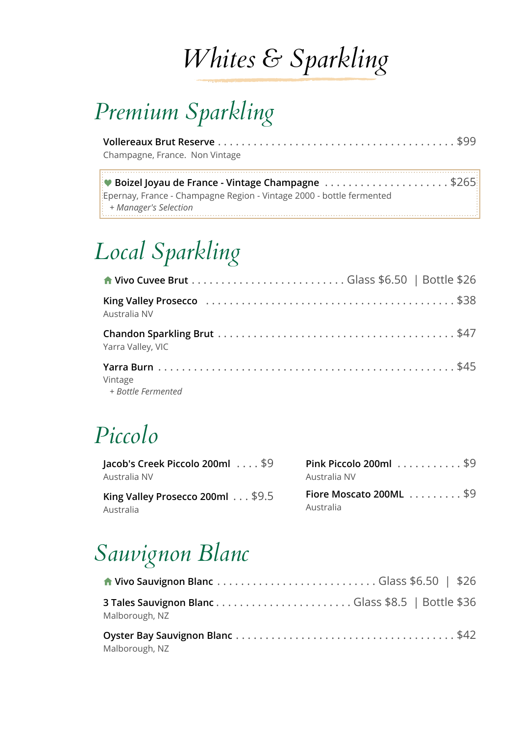# Whites & Sparkling

## Premium Sparkling

**Vollereaux Brut Reserve** . . . . . . . . . . . . . . . . . . . . . . . . . . . . . . . . . . . . . . . . $99
Champagne, France. Non Vintage

♥ **Boizel Joyau de France - Vintage Champagne** . . . . . . . . . . . . . . . . . . . . . $265
Epernay, France - Champagne Region - Vintage 2000 - bottle fermented
*+ Manager's Selection*

## Local Sparkling

**Vivo Cuvee Brut** . . . . . . . . . . . . . . . . . . . . . . . . . . Glass $6.50 | Bottle $26

**King Valley Prosecco** . . . . . . . . . . . . . . . . . . . . . . . . . . . . . . . . . . . . . . . . . $38
Australia NV

**Chandon Sparkling Brut** . . . . . . . . . . . . . . . . . . . . . . . . . . . . . . . . . . . . . . . . $47
Yarra Valley, VIC

**Yarra Burn** . . . . . . . . . . . . . . . . . . . . . . . . . . . . . . . . . . . . . . . . . . . . . . . . . $45
Vintage
*+ Bottle Fermented*

## Piccolo

**Jacob's Creek Piccolo 200ml** . . . . $9
Australia NV

**King Valley Prosecco 200ml** . . . $9.5
Australia

**Pink Piccolo 200ml** . . . . . . . . . . . $9
Australia NV

**Fiore Moscato 200ML** . . . . . . . . . $9
Australia

## Sauvignon Blanc

**Vivo Sauvignon Blanc** . . . . . . . . . . . . . . . . . . . . . . . . . . Glass $6.50 | $26

**3 Tales Sauvignon Blanc** . . . . . . . . . . . . . . . . . . . . . . . Glass $8.5 | Bottle $36
Malborough, NZ

**Oyster Bay Sauvignon Blanc** . . . . . . . . . . . . . . . . . . . . . . . . . . . . . . . . . . . $42
Malborough, NZ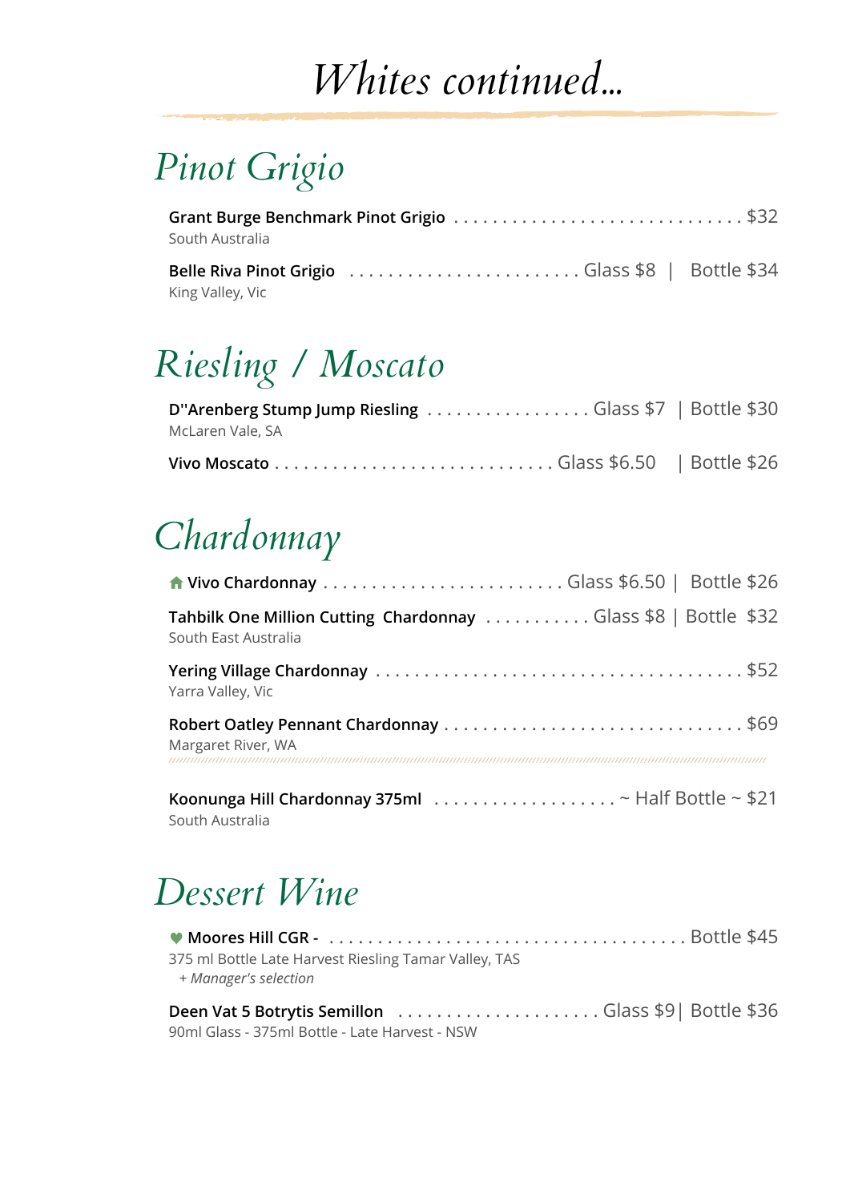# Whites continued...

## Pinot Grigio

**Grant Burge Benchmark Pinot Grigio** . . . . . . . . . . . . . . . . . . . . . . . . . . . . . . $32
South Australia

**Belle Riva Pinot Grigio** . . . . . . . . . . . . . . . . . . . . . . . . Glass $8 | Bottle $34
King Valley, Vic

## Riesling / Moscato

**D''Arenberg Stump Jump Riesling** . . . . . . . . . . . . . . . . . Glass $7 | Bottle $30
McLaren Vale, SA

**Vivo Moscato** . . . . . . . . . . . . . . . . . . . . . . . . . . . . Glass $6.50 | Bottle $26

## Chardonnay

**Vivo Chardonnay** . . . . . . . . . . . . . . . . . . . . . . . . . Glass $6.50 | Bottle $26

**Tahbilk One Million Cutting Chardonnay** . . . . . . . . . . . Glass $8 | Bottle $32
South East Australia

**Yering Village Chardonnay** . . . . . . . . . . . . . . . . . . . . . . . . . . . . . . . . . . . . $52
Yarra Valley, Vic

**Robert Oatley Pennant Chardonnay** . . . . . . . . . . . . . . . . . . . . . . . . . . . . . . $69
Margaret River, WA

**Koonunga Hill Chardonnay 375ml** . . . . . . . . . . . . . . . . . . . ~ Half Bottle ~ $21
South Australia

## Dessert Wine

**Moores Hill CGR -** . . . . . . . . . . . . . . . . . . . . . . . . . . . . . . . . . . . . . Bottle $45
375 ml Bottle Late Harvest Riesling Tamar Valley, TAS
*+ Manager's selection*

**Deen Vat 5 Botrytis Semillon** . . . . . . . . . . . . . . . . . . . . . Glass $9 | Bottle $36
90ml Glass - 375ml Bottle - Late Harvest - NSW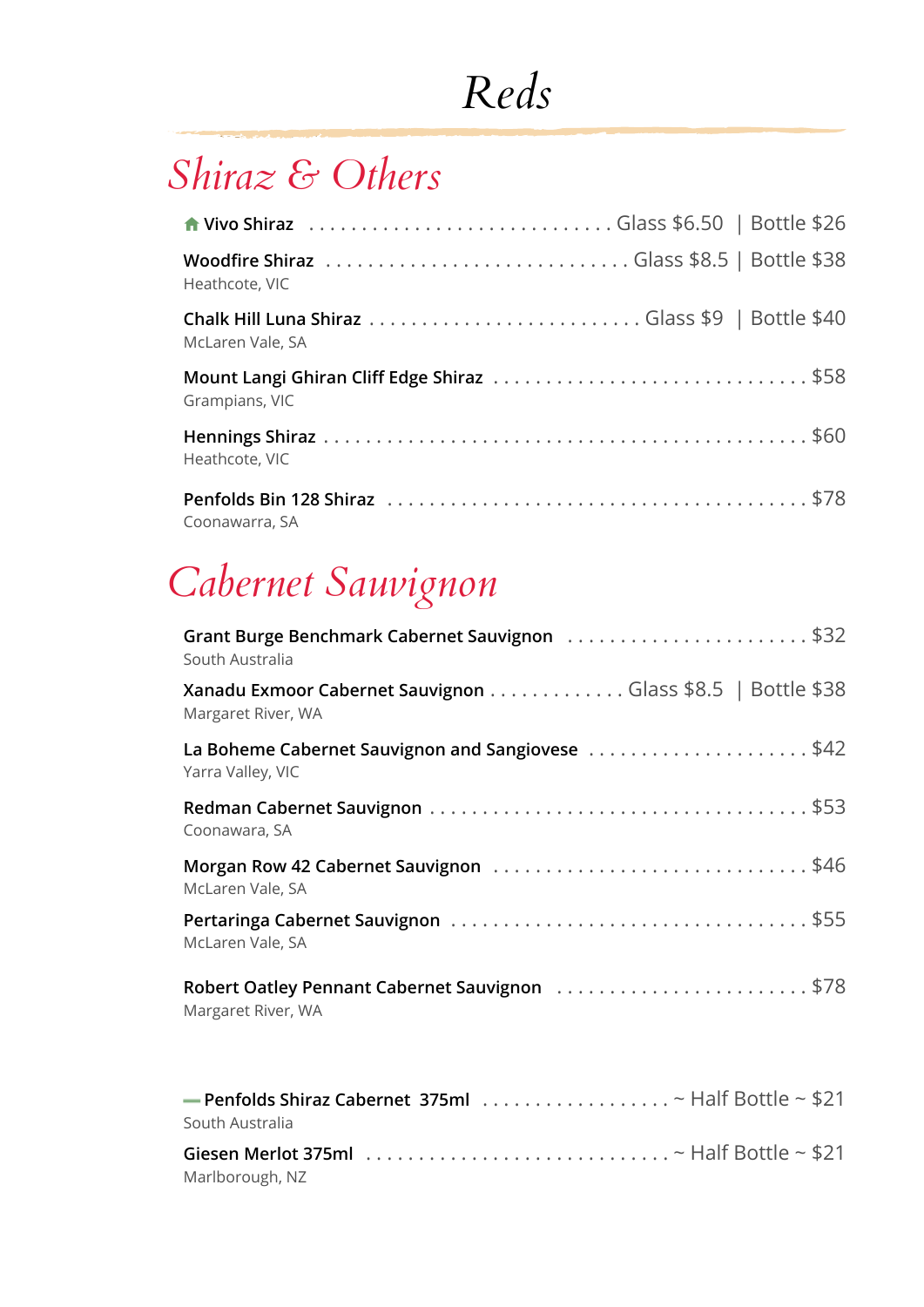# Reds

## Shiraz & Others

**Vivo Shiraz** . . . . . . . . . . Glass $6.50 | Bottle $26

**Woodfire Shiraz** . . . . . . . . . . Glass $8.5 | Bottle $38
Heathcote, VIC

**Chalk Hill Luna Shiraz** . . . . . . . . . . Glass $9 | Bottle $40
McLaren Vale, SA

**Mount Langi Ghiran Cliff Edge Shiraz** . . . . . . . . . . $58
Grampians, VIC

**Hennings Shiraz** . . . . . . . . . . $60
Heathcote, VIC

**Penfolds Bin 128 Shiraz** . . . . . . . . . . $78
Coonawarra, SA

## Cabernet Sauvignon

**Grant Burge Benchmark Cabernet Sauvignon** . . . . . . . . . . $32
South Australia

**Xanadu Exmoor Cabernet Sauvignon** . . . . . . . . . . Glass $8.5 | Bottle $38
Margaret River, WA

**La Boheme Cabernet Sauvignon and Sangiovese** . . . . . . . . . . $42
Yarra Valley, VIC

**Redman Cabernet Sauvignon** . . . . . . . . . . $53
Coonawara, SA

**Morgan Row 42 Cabernet Sauvignon** . . . . . . . . . . $46
McLaren Vale, SA

**Pertaringa Cabernet Sauvignon** . . . . . . . . . . $55
McLaren Vale, SA

**Robert Oatley Pennant Cabernet Sauvignon** . . . . . . . . . . $78
Margaret River, WA

**Penfolds Shiraz Cabernet 375ml** . . . . . . . . . . ~ Half Bottle ~ $21
South Australia

**Giesen Merlot 375ml** . . . . . . . . . . ~ Half Bottle ~ $21
Marlborough, NZ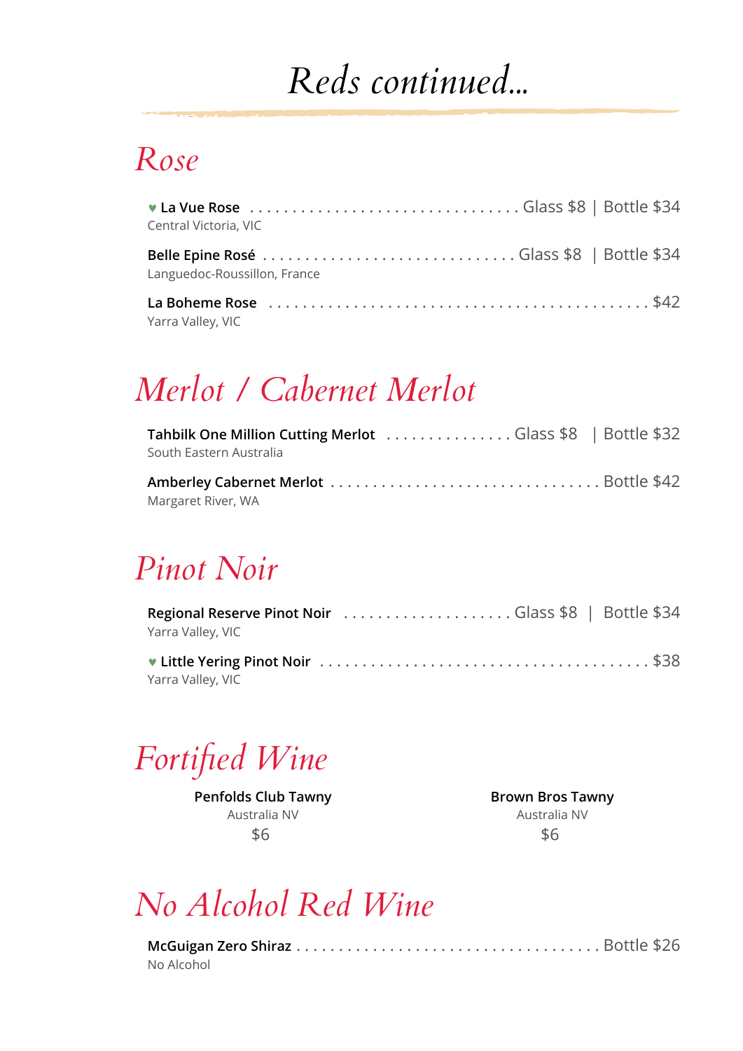# *Reds continued...*

## *Rose*

♥ **La Vue Rose** . . . . . . . . . . . . . . . . . . . . . . . . . . . . . . . . Glass $8 | Bottle $34
Central Victoria, VIC

**Belle Epine Rosé** . . . . . . . . . . . . . . . . . . . . . . . . . . . . . . Glass $8 | Bottle $34
Languedoc-Roussillon, France

**La Boheme Rose** . . . . . . . . . . . . . . . . . . . . . . . . . . . . . . . . . . . . . . . . . . . $42
Yarra Valley, VIC

## *Merlot / Cabernet Merlot*

**Tahbilk One Million Cutting Merlot** . . . . . . . . . . . . . . . Glass $8 | Bottle $32
South Eastern Australia

**Amberley Cabernet Merlot** . . . . . . . . . . . . . . . . . . . . . . . . . . . . . . . Bottle $42
Margaret River, WA

## *Pinot Noir*

**Regional Reserve Pinot Noir** . . . . . . . . . . . . . . . . . . . . Glass $8 | Bottle $34
Yarra Valley, VIC

♥ **Little Yering Pinot Noir** . . . . . . . . . . . . . . . . . . . . . . . . . . . . . . . . . . . . $38
Yarra Valley, VIC

## *Fortified Wine*

**Penfolds Club Tawny**
Australia NV
$6

**Brown Bros Tawny**
Australia NV
$6

## *No Alcohol Red Wine*

**McGuigan Zero Shiraz** . . . . . . . . . . . . . . . . . . . . . . . . . . . . . . . . . . . Bottle $26
No Alcohol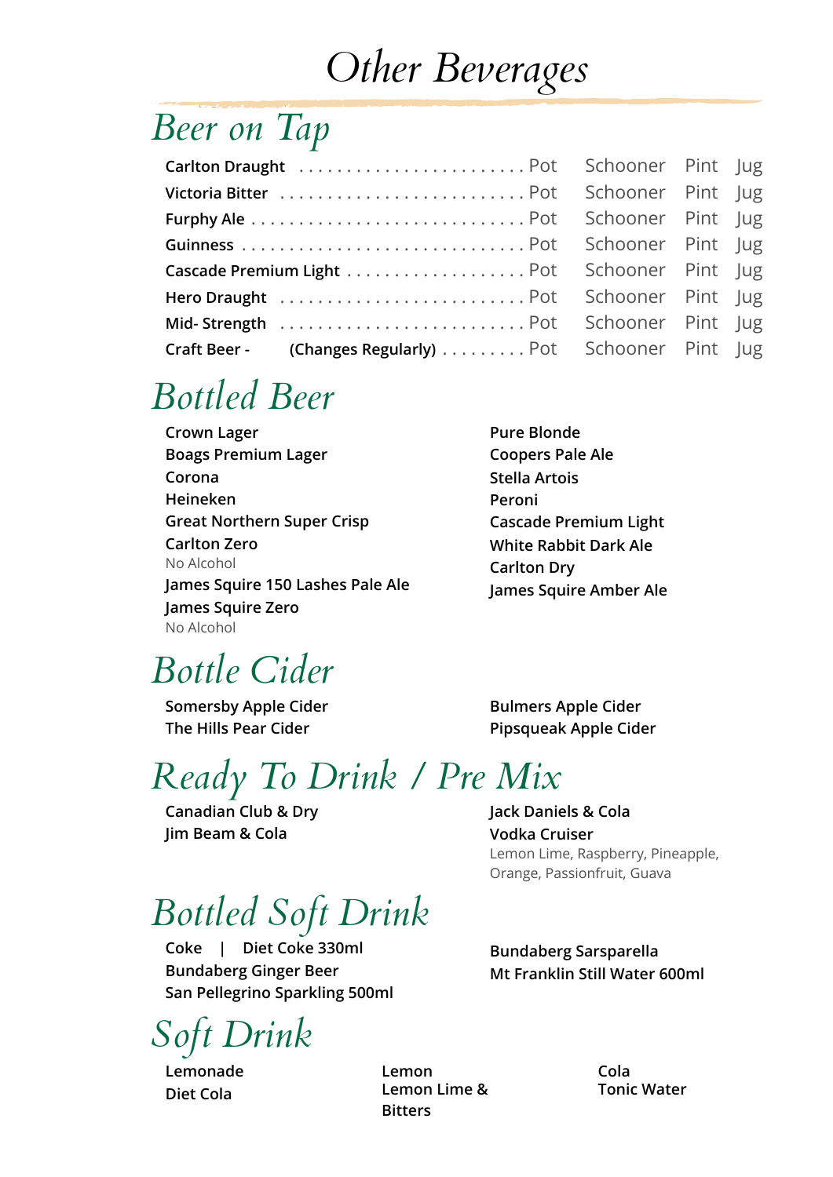# Other Beverages

## Beer on Tap

| | | | | |
|---|---|---|---|---|
| Carlton Draught | Pot | Schooner | Pint | Jug |
| Victoria Bitter | Pot | Schooner | Pint | Jug |
| Furphy Ale | Pot | Schooner | Pint | Jug |
| Guinness | Pot | Schooner | Pint | Jug |
| Cascade Premium Light | Pot | Schooner | Pint | Jug |
| Hero Draught | Pot | Schooner | Pint | Jug |
| Mid- Strength | Pot | Schooner | Pint | Jug |
| Craft Beer - (Changes Regularly) | Pot | Schooner | Pint | Jug |

## Bottled Beer

**Crown Lager**
**Boags Premium Lager**
**Corona**
**Heineken**
**Great Northern Super Crisp**
**Carlton Zero**
No Alcohol
**James Squire 150 Lashes Pale Ale**
**James Squire Zero**
No Alcohol

**Pure Blonde**
**Coopers Pale Ale**
**Stella Artois**
**Peroni**
**Cascade Premium Light**
**White Rabbit Dark Ale**
**Carlton Dry**
**James Squire Amber Ale**

## Bottle Cider

**Somersby Apple Cider**
**The Hills Pear Cider**

**Bulmers Apple Cider**
**Pipsqueak Apple Cider**

## Ready To Drink / Pre Mix

**Canadian Club & Dry**
**Jim Beam & Cola**

**Jack Daniels & Cola**
**Vodka Cruiser**
Lemon Lime, Raspberry, Pineapple, Orange, Passionfruit, Guava

## Bottled Soft Drink

**Coke | Diet Coke 330ml**
**Bundaberg Ginger Beer**
**San Pellegrino Sparkling 500ml**

**Bundaberg Sarsparella**
**Mt Franklin Still Water 600ml**

## Soft Drink

**Lemonade**
**Diet Cola**

**Lemon**
**Lemon Lime & Bitters**

**Cola**
**Tonic Water**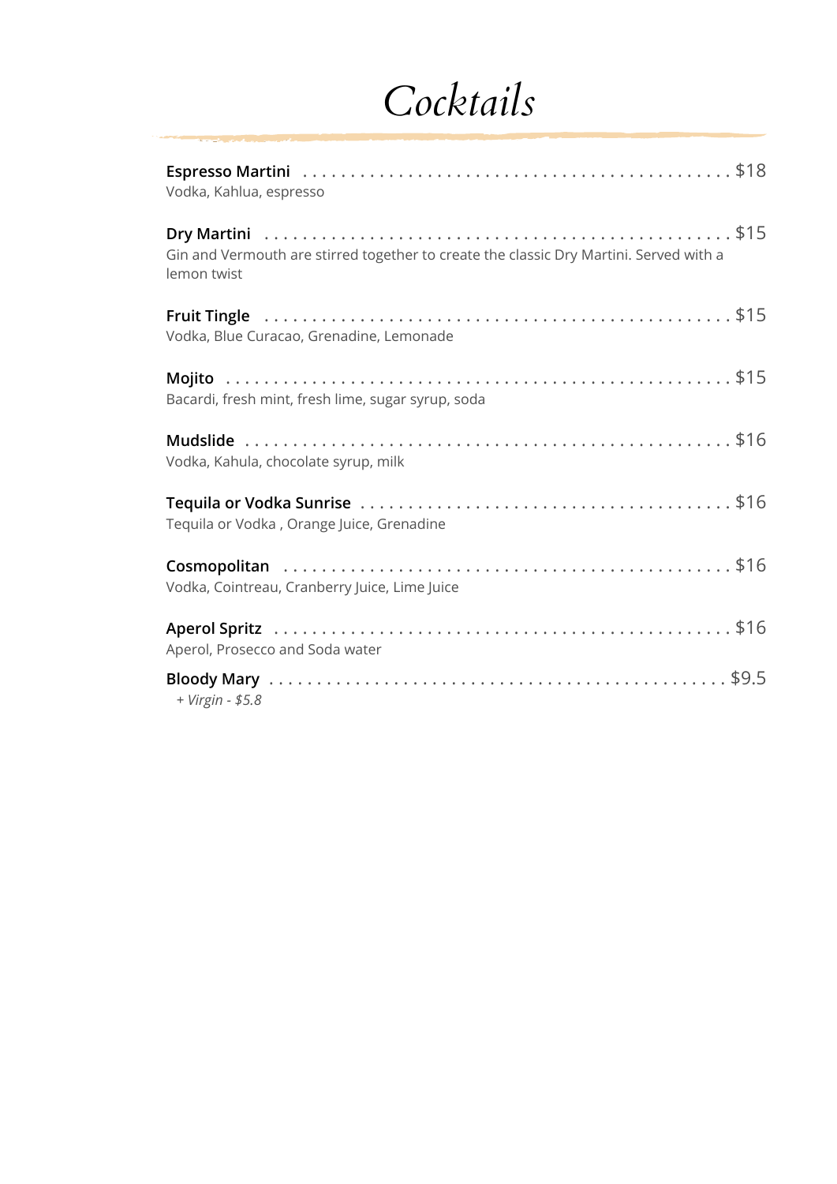# Cocktails

**Espresso Martini** ........................................ $18
Vodka, Kahlua, espresso

**Dry Martini** ........................................ $15
Gin and Vermouth are stirred together to create the classic Dry Martini. Served with a lemon twist

**Fruit Tingle** ........................................ $15
Vodka, Blue Curacao, Grenadine, Lemonade

**Mojito** ........................................ $15
Bacardi, fresh mint, fresh lime, sugar syrup, soda

**Mudslide** ........................................ $16
Vodka, Kahula, chocolate syrup, milk

**Tequila or Vodka Sunrise** ........................................ $16
Tequila or Vodka , Orange Juice, Grenadine

**Cosmopolitan** ........................................ $16
Vodka, Cointreau, Cranberry Juice, Lime Juice

**Aperol Spritz** ........................................ $16
Aperol, Prosecco and Soda water

**Bloody Mary** ........................................ $9.5
*+ Virgin - $5.8*